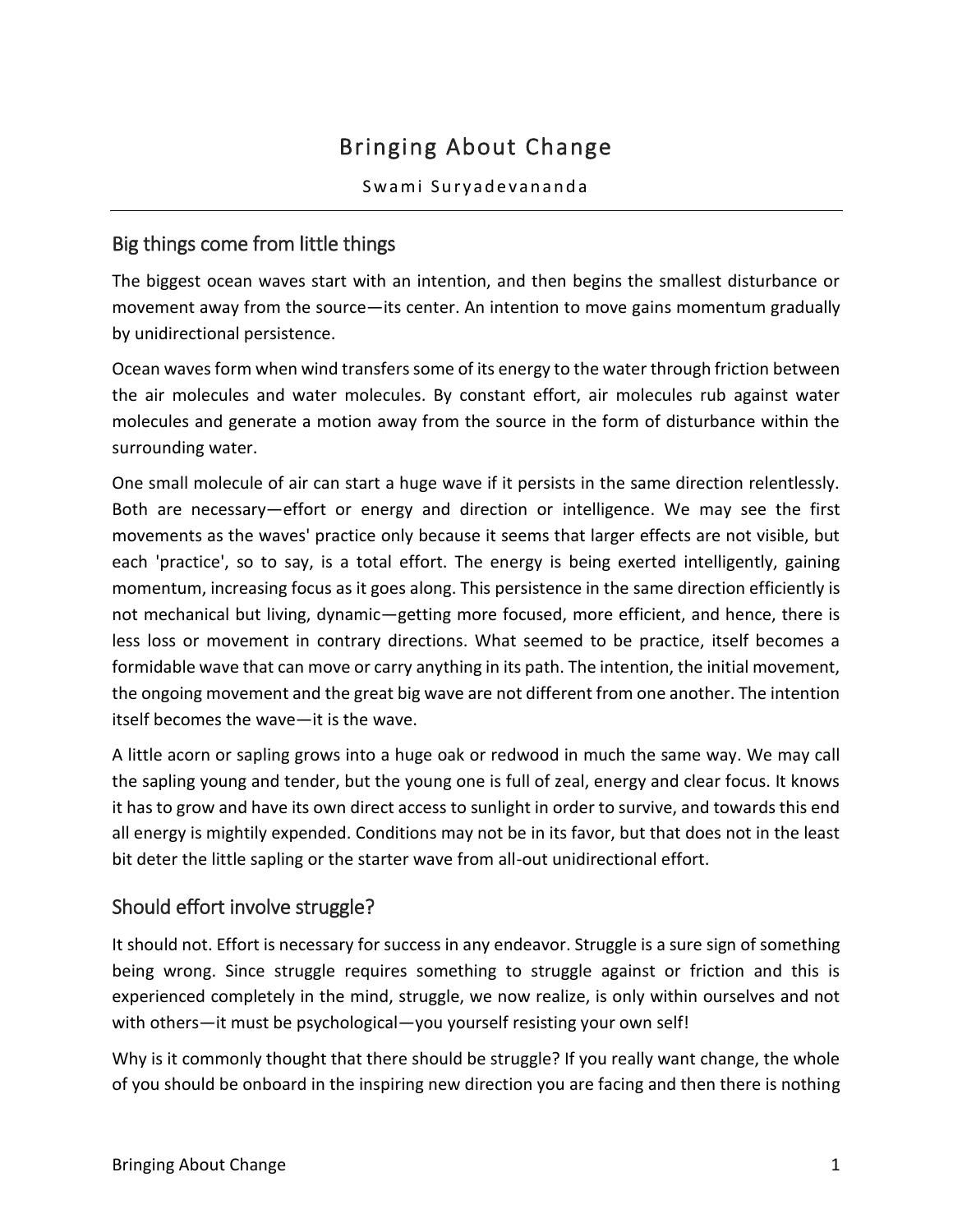# Bringing About Change

Swami Suryadevananda

## Big things come from little things

The biggest ocean waves start with an intention, and then begins the smallest disturbance or movement away from the source—its center. An intention to move gains momentum gradually by unidirectional persistence.

Ocean waves form when wind transfers some of its energy to the water through friction between the air molecules and water molecules. By constant effort, air molecules rub against water molecules and generate a motion away from the source in the form of disturbance within the surrounding water.

One small molecule of air can start a huge wave if it persists in the same direction relentlessly. Both are necessary—effort or energy and direction or intelligence. We may see the first movements as the waves' practice only because it seems that larger effects are not visible, but each 'practice', so to say, is a total effort. The energy is being exerted intelligently, gaining momentum, increasing focus as it goes along. This persistence in the same direction efficiently is not mechanical but living, dynamic—getting more focused, more efficient, and hence, there is less loss or movement in contrary directions. What seemed to be practice, itself becomes a formidable wave that can move or carry anything in its path. The intention, the initial movement, the ongoing movement and the great big wave are not different from one another. The intention itself becomes the wave—it is the wave.

A little acorn or sapling grows into a huge oak or redwood in much the same way. We may call the sapling young and tender, but the young one is full of zeal, energy and clear focus. It knows it has to grow and have its own direct access to sunlight in order to survive, and towards this end all energy is mightily expended. Conditions may not be in its favor, but that does not in the least bit deter the little sapling or the starter wave from all-out unidirectional effort.

## Should effort involve struggle?

It should not. Effort is necessary for success in any endeavor. Struggle is a sure sign of something being wrong. Since struggle requires something to struggle against or friction and this is experienced completely in the mind, struggle, we now realize, is only within ourselves and not with others—it must be psychological—you yourself resisting your own self!

Why is it commonly thought that there should be struggle? If you really want change, the whole of you should be onboard in the inspiring new direction you are facing and then there is nothing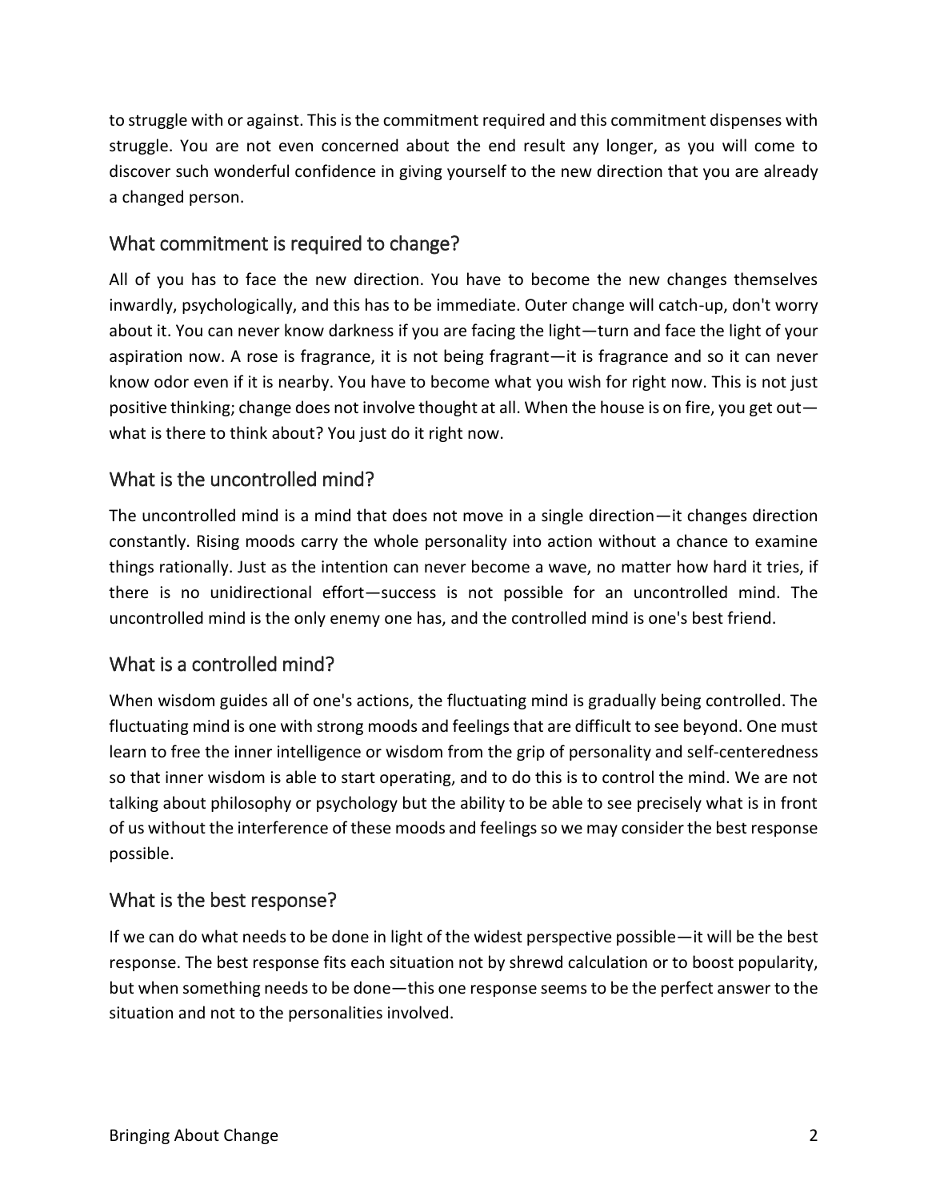to struggle with or against. This is the commitment required and this commitment dispenses with struggle. You are not even concerned about the end result any longer, as you will come to discover such wonderful confidence in giving yourself to the new direction that you are already a changed person.

## What commitment is required to change?

All of you has to face the new direction. You have to become the new changes themselves inwardly, psychologically, and this has to be immediate. Outer change will catch-up, don't worry about it. You can never know darkness if you are facing the light—turn and face the light of your aspiration now. A rose is fragrance, it is not being fragrant—it is fragrance and so it can never know odor even if it is nearby. You have to become what you wish for right now. This is not just positive thinking; change does not involve thought at all. When the house is on fire, you get out—what is there to think about? You just do it right now.

## What is the uncontrolled mind?

The uncontrolled mind is a mind that does not move in a single direction—it changes direction constantly. Rising moods carry the whole personality into action without a chance to examine things rationally. Just as the intention can never become a wave, no matter how hard it tries, if there is no unidirectional effort—success is not possible for an uncontrolled mind. The uncontrolled mind is the only enemy one has, and the controlled mind is one's best friend.

## What is a controlled mind?

When wisdom guides all of one's actions, the fluctuating mind is gradually being controlled. The fluctuating mind is one with strong moods and feelings that are difficult to see beyond. One must learn to free the inner intelligence or wisdom from the grip of personality and self-centeredness so that inner wisdom is able to start operating, and to do this is to control the mind. We are not talking about philosophy or psychology but the ability to be able to see precisely what is in front of us without the interference of these moods and feelings so we may consider the best response possible.

## What is the best response?

If we can do what needs to be done in light of the widest perspective possible—it will be the best response. The best response fits each situation not by shrewd calculation or to boost popularity, but when something needs to be done—this one response seems to be the perfect answer to the situation and not to the personalities involved.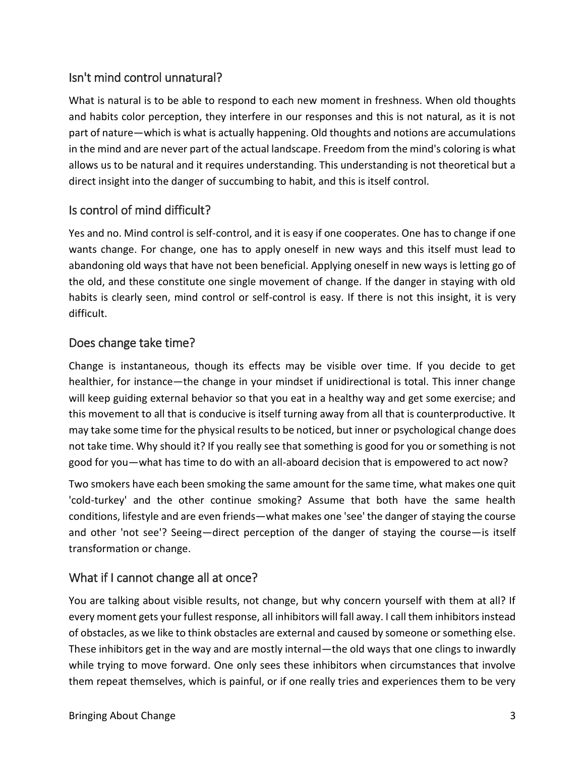## Isn't mind control unnatural?

What is natural is to be able to respond to each new moment in freshness. When old thoughts and habits color perception, they interfere in our responses and this is not natural, as it is not part of nature—which is what is actually happening. Old thoughts and notions are accumulations in the mind and are never part of the actual landscape. Freedom from the mind's coloring is what allows us to be natural and it requires understanding. This understanding is not theoretical but a direct insight into the danger of succumbing to habit, and this is itself control.

## Is control of mind difficult?

Yes and no. Mind control is self-control, and it is easy if one cooperates. One has to change if one wants change. For change, one has to apply oneself in new ways and this itself must lead to abandoning old ways that have not been beneficial. Applying oneself in new ways is letting go of the old, and these constitute one single movement of change. If the danger in staying with old habits is clearly seen, mind control or self-control is easy. If there is not this insight, it is very difficult.

## Does change take time?

Change is instantaneous, though its effects may be visible over time. If you decide to get healthier, for instance—the change in your mindset if unidirectional is total. This inner change will keep guiding external behavior so that you eat in a healthy way and get some exercise; and this movement to all that is conducive is itself turning away from all that is counterproductive. It may take some time for the physical results to be noticed, but inner or psychological change does not take time. Why should it? If you really see that something is good for you or something is not good for you—what has time to do with an all-aboard decision that is empowered to act now?

Two smokers have each been smoking the same amount for the same time, what makes one quit 'cold-turkey' and the other continue smoking? Assume that both have the same health conditions, lifestyle and are even friends—what makes one 'see' the danger of staying the course and other 'not see'? Seeing—direct perception of the danger of staying the course—is itself transformation or change.

## What if I cannot change all at once?

You are talking about visible results, not change, but why concern yourself with them at all? If every moment gets your fullest response, all inhibitors will fall away. I call them inhibitors instead of obstacles, as we like to think obstacles are external and caused by someone or something else. These inhibitors get in the way and are mostly internal—the old ways that one clings to inwardly while trying to move forward. One only sees these inhibitors when circumstances that involve them repeat themselves, which is painful, or if one really tries and experiences them to be very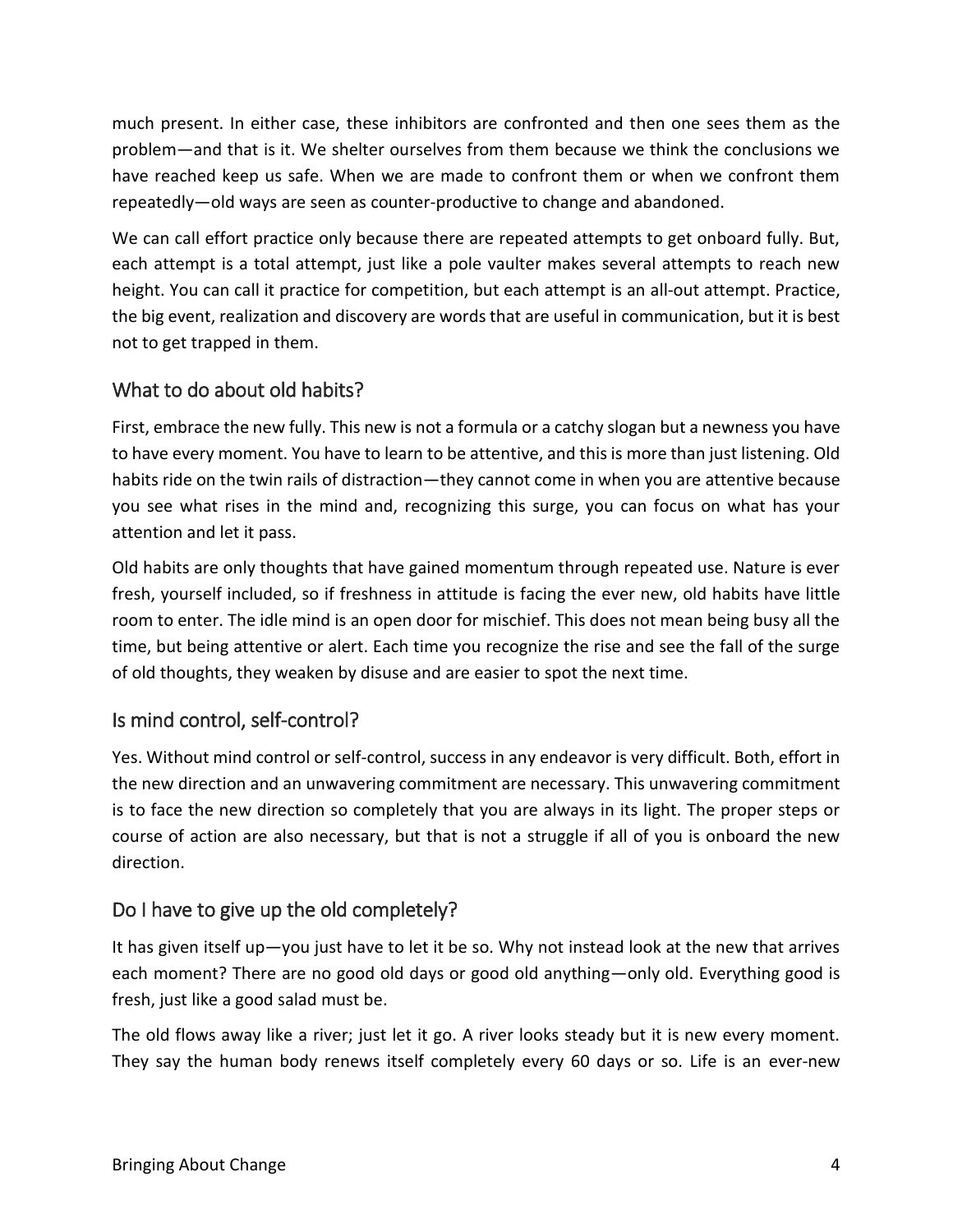much present. In either case, these inhibitors are confronted and then one sees them as the problem—and that is it. We shelter ourselves from them because we think the conclusions we have reached keep us safe. When we are made to confront them or when we confront them repeatedly—old ways are seen as counter-productive to change and abandoned.

We can call effort practice only because there are repeated attempts to get onboard fully. But, each attempt is a total attempt, just like a pole vaulter makes several attempts to reach new height. You can call it practice for competition, but each attempt is an all-out attempt. Practice, the big event, realization and discovery are words that are useful in communication, but it is best not to get trapped in them.

## What to do about old habits?

First, embrace the new fully. This new is not a formula or a catchy slogan but a newness you have to have every moment. You have to learn to be attentive, and this is more than just listening. Old habits ride on the twin rails of distraction—they cannot come in when you are attentive because you see what rises in the mind and, recognizing this surge, you can focus on what has your attention and let it pass.

Old habits are only thoughts that have gained momentum through repeated use. Nature is ever fresh, yourself included, so if freshness in attitude is facing the ever new, old habits have little room to enter. The idle mind is an open door for mischief. This does not mean being busy all the time, but being attentive or alert. Each time you recognize the rise and see the fall of the surge of old thoughts, they weaken by disuse and are easier to spot the next time.

## Is mind control, self-control?

Yes. Without mind control or self-control, success in any endeavor is very difficult. Both, effort in the new direction and an unwavering commitment are necessary. This unwavering commitment is to face the new direction so completely that you are always in its light. The proper steps or course of action are also necessary, but that is not a struggle if all of you is onboard the new direction.

## Do I have to give up the old completely?

It has given itself up—you just have to let it be so. Why not instead look at the new that arrives each moment? There are no good old days or good old anything—only old. Everything good is fresh, just like a good salad must be.

The old flows away like a river; just let it go. A river looks steady but it is new every moment. They say the human body renews itself completely every 60 days or so. Life is an ever-new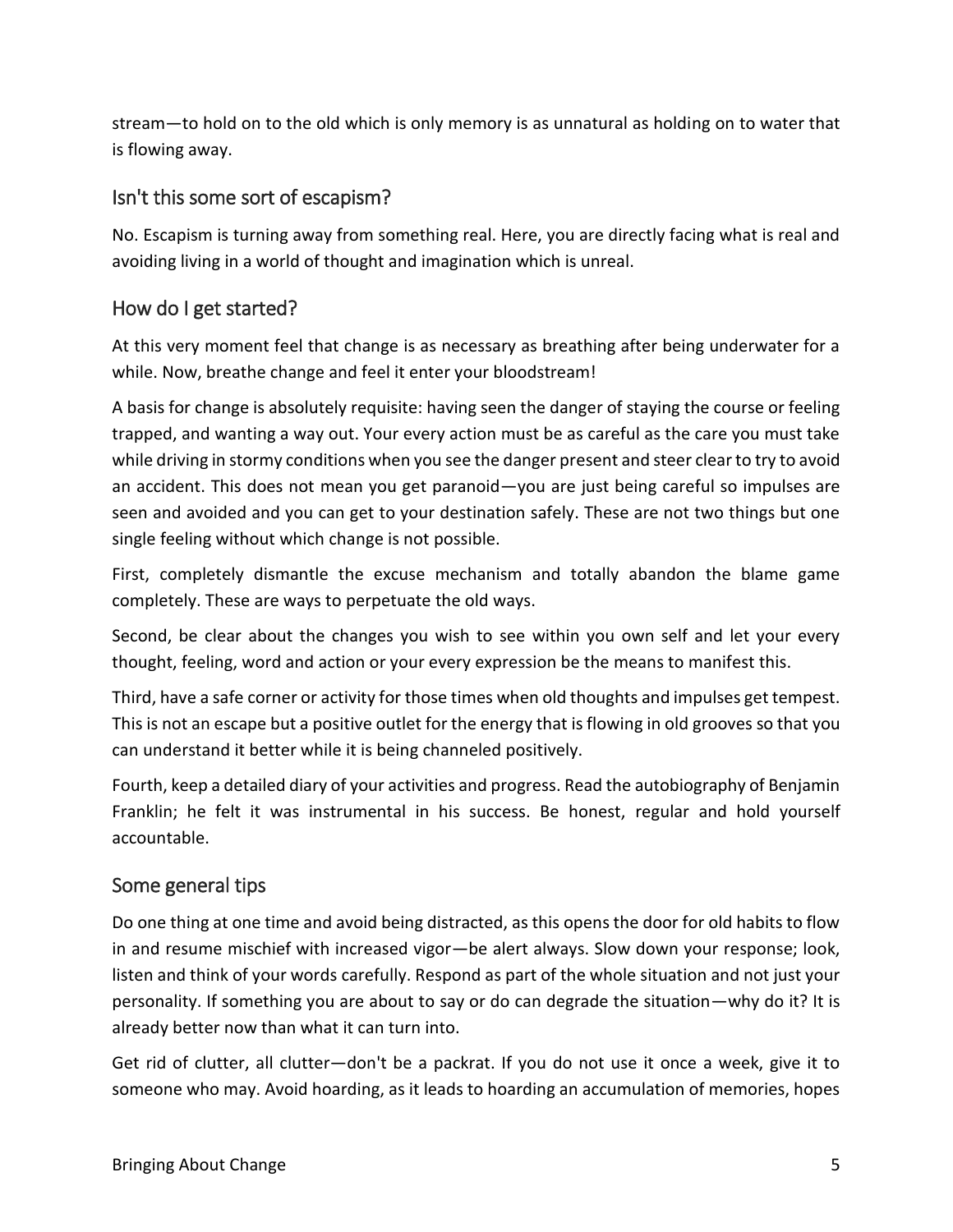stream—to hold on to the old which is only memory is as unnatural as holding on to water that is flowing away.

## Isn't this some sort of escapism?

No. Escapism is turning away from something real. Here, you are directly facing what is real and avoiding living in a world of thought and imagination which is unreal.

## How do I get started?

At this very moment feel that change is as necessary as breathing after being underwater for a while. Now, breathe change and feel it enter your bloodstream!

A basis for change is absolutely requisite: having seen the danger of staying the course or feeling trapped, and wanting a way out. Your every action must be as careful as the care you must take while driving in stormy conditions when you see the danger present and steer clear to try to avoid an accident. This does not mean you get paranoid—you are just being careful so impulses are seen and avoided and you can get to your destination safely. These are not two things but one single feeling without which change is not possible.

First, completely dismantle the excuse mechanism and totally abandon the blame game completely. These are ways to perpetuate the old ways.

Second, be clear about the changes you wish to see within you own self and let your every thought, feeling, word and action or your every expression be the means to manifest this.

Third, have a safe corner or activity for those times when old thoughts and impulses get tempest. This is not an escape but a positive outlet for the energy that is flowing in old grooves so that you can understand it better while it is being channeled positively.

Fourth, keep a detailed diary of your activities and progress. Read the autobiography of Benjamin Franklin; he felt it was instrumental in his success. Be honest, regular and hold yourself accountable.

## Some general tips

Do one thing at one time and avoid being distracted, as this opens the door for old habits to flow in and resume mischief with increased vigor—be alert always. Slow down your response; look, listen and think of your words carefully. Respond as part of the whole situation and not just your personality. If something you are about to say or do can degrade the situation—why do it? It is already better now than what it can turn into.

Get rid of clutter, all clutter—don't be a packrat. If you do not use it once a week, give it to someone who may. Avoid hoarding, as it leads to hoarding an accumulation of memories, hopes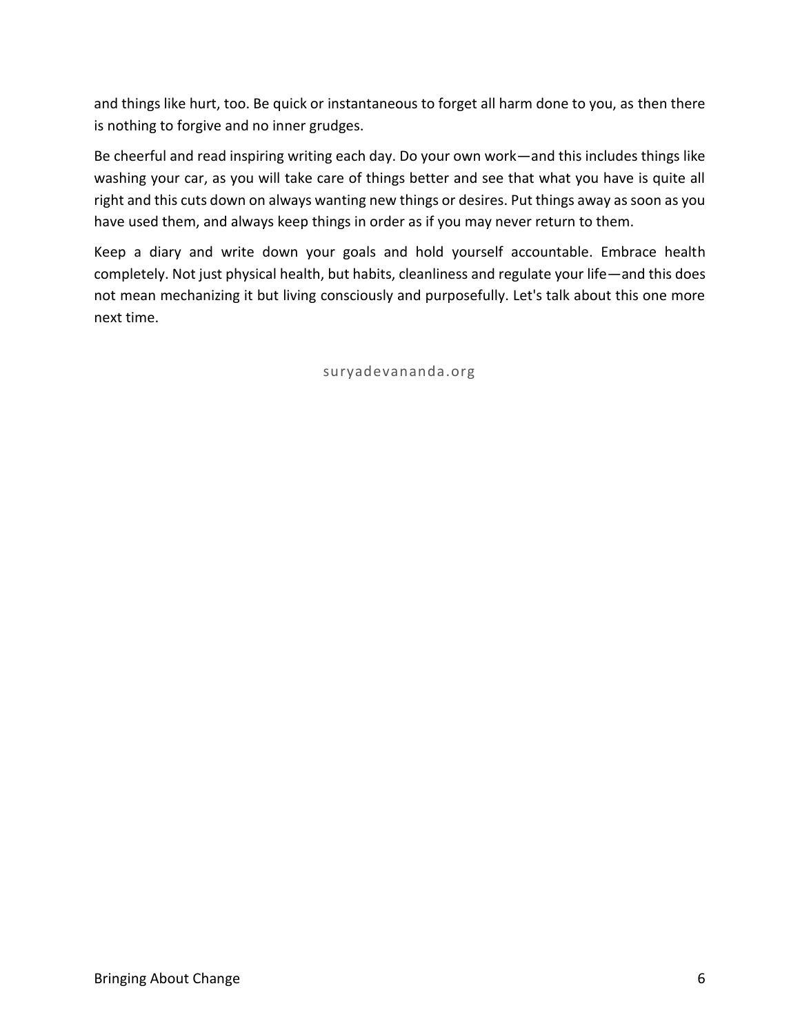and things like hurt, too. Be quick or instantaneous to forget all harm done to you, as then there is nothing to forgive and no inner grudges.

Be cheerful and read inspiring writing each day. Do your own work—and this includes things like washing your car, as you will take care of things better and see that what you have is quite all right and this cuts down on always wanting new things or desires. Put things away as soon as you have used them, and always keep things in order as if you may never return to them.

Keep a diary and write down your goals and hold yourself accountable. Embrace health completely. Not just physical health, but habits, cleanliness and regulate your life—and this does not mean mechanizing it but living consciously and purposefully. Let's talk about this one more next time.

suryadevananda.org